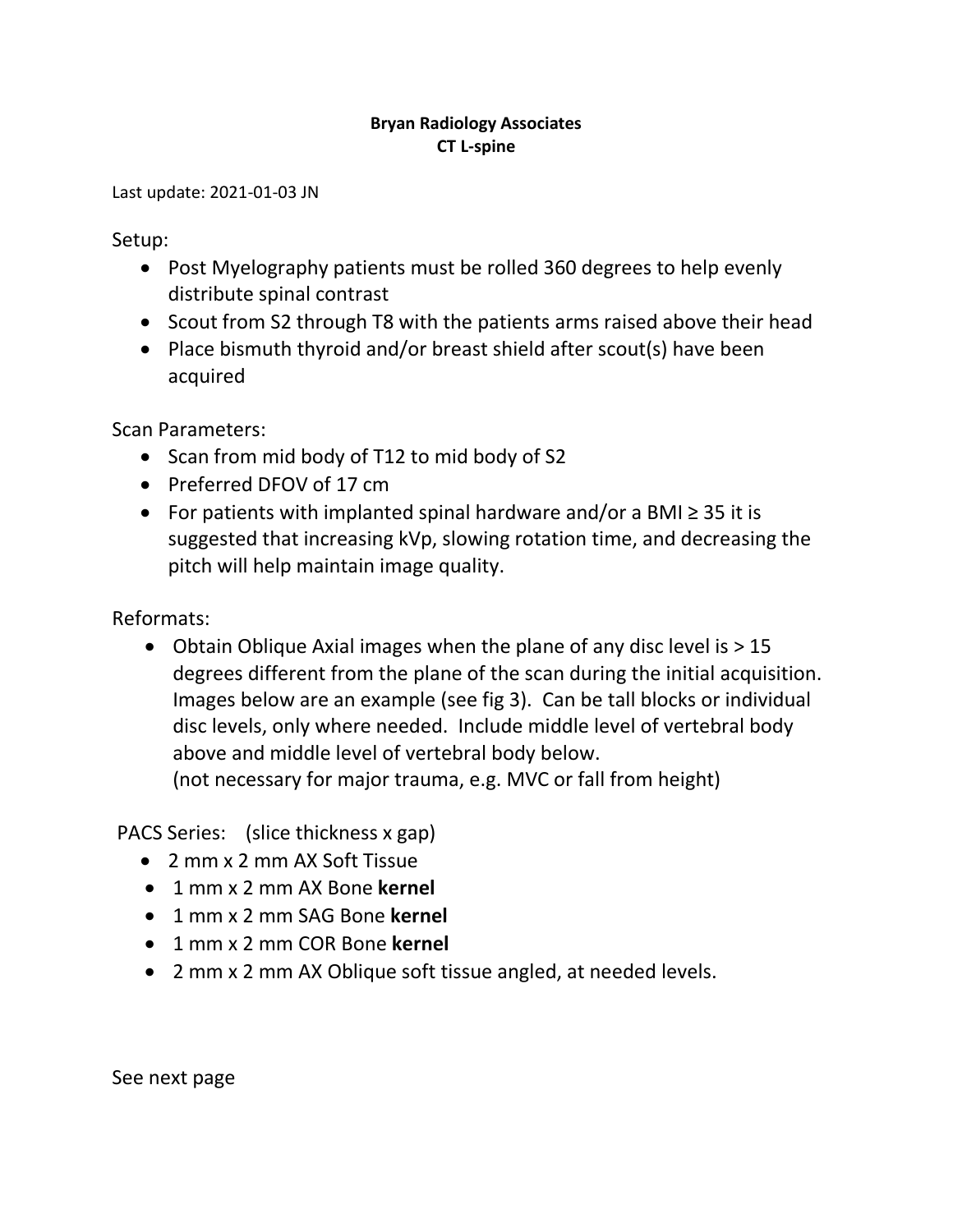**Bryan Radiology Associates**
**CT L-spine**

Last update: 2021-01-03 JN

Setup:

- Post Myelography patients must be rolled 360 degrees to help evenly distribute spinal contrast
- Scout from S2 through T8 with the patients arms raised above their head
- Place bismuth thyroid and/or breast shield after scout(s) have been acquired

Scan Parameters:

- Scan from mid body of T12 to mid body of S2
- Preferred DFOV of 17 cm
- For patients with implanted spinal hardware and/or a BMI ≥ 35 it is suggested that increasing kVp, slowing rotation time, and decreasing the pitch will help maintain image quality.

Reformats:

- Obtain Oblique Axial images when the plane of any disc level is > 15 degrees different from the plane of the scan during the initial acquisition. Images below are an example (see fig 3). Can be tall blocks or individual disc levels, only where needed. Include middle level of vertebral body above and middle level of vertebral body below.
  (not necessary for major trauma, e.g. MVC or fall from height)

PACS Series: (slice thickness x gap)

- 2 mm x 2 mm AX Soft Tissue
- 1 mm x 2 mm AX Bone **kernel**
- 1 mm x 2 mm SAG Bone **kernel**
- 1 mm x 2 mm COR Bone **kernel**
- 2 mm x 2 mm AX Oblique soft tissue angled, at needed levels.

See next page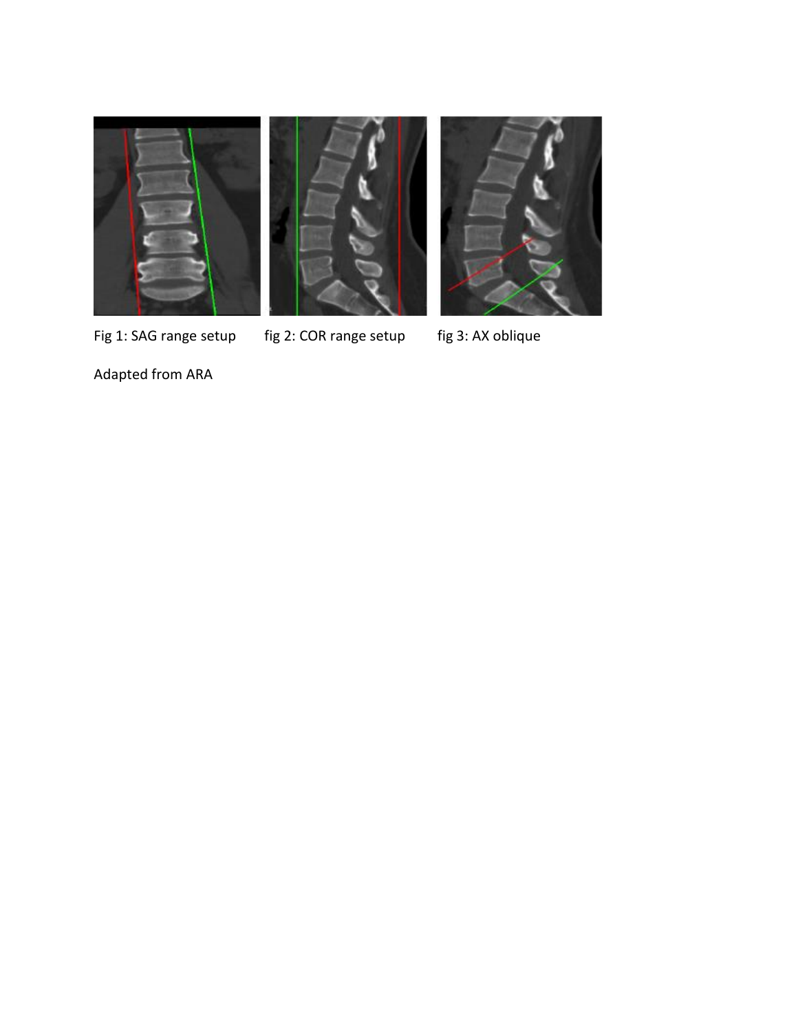Fig 1: SAG range setup fig 2: COR range setup fig 3: AX oblique

Adapted from ARA